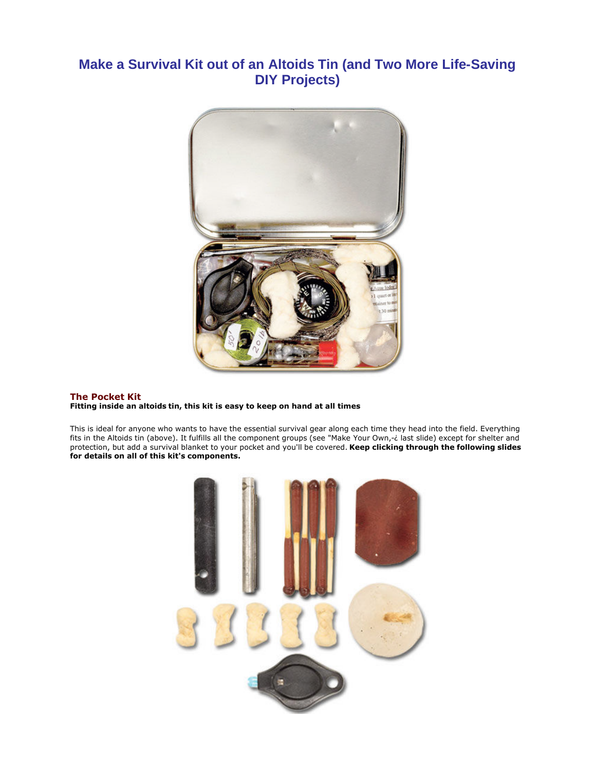# Make a Survival Kit out of an Altoids Tin (and Two More Life-Saving DIY Projects)

## The Pocket Kit

**Fitting inside an altoids tin, this kit is easy to keep on hand at all times**

This is ideal for anyone who wants to have the essential survival gear along each time they head into the field. Everything fits in the Altoids tin (above). It fulfills all the component groups (see "Make Your Own,-¿ last slide) except for shelter and protection, but add a survival blanket to your pocket and you'll be covered. **Keep clicking through the following slides for details on all of this kit's components.**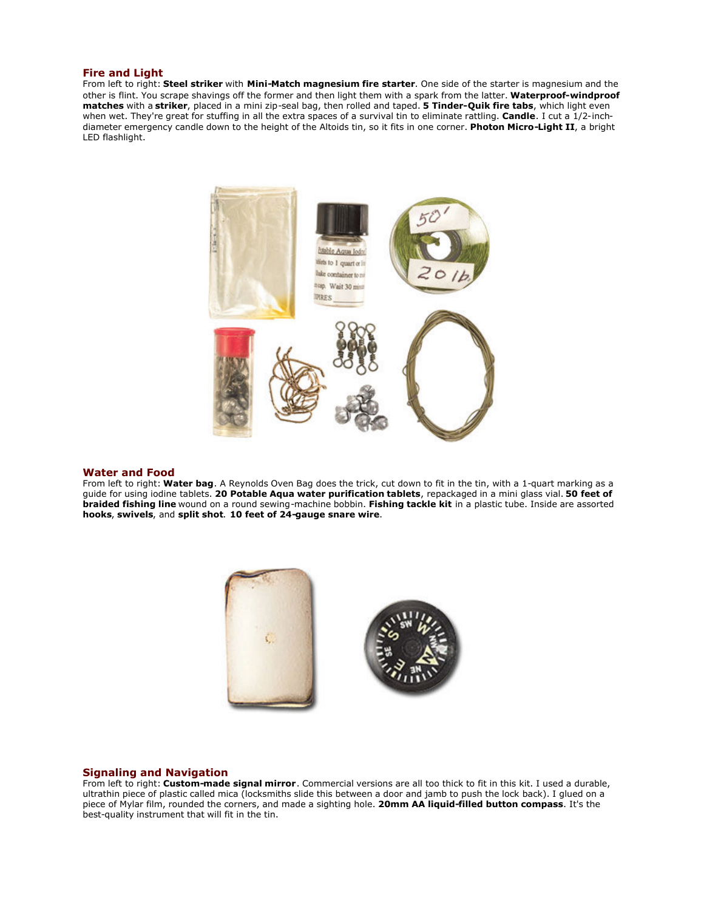## Fire and Light

From left to right: **Steel striker** with **Mini-Match magnesium fire starter**. One side of the starter is magnesium and the other is flint. You scrape shavings off the former and then light them with a spark from the latter. **Waterproof-windproof matches** with a **striker**, placed in a mini zip-seal bag, then rolled and taped. **5 Tinder-Quik fire tabs**, which light even when wet. They're great for stuffing in all the extra spaces of a survival tin to eliminate rattling. **Candle**. I cut a 1/2-inch-diameter emergency candle down to the height of the Altoids tin, so it fits in one corner. **Photon Micro-Light II**, a bright LED flashlight.

## Water and Food

From left to right: **Water bag**. A Reynolds Oven Bag does the trick, cut down to fit in the tin, with a 1-quart marking as a guide for using iodine tablets. **20 Potable Aqua water purification tablets**, repackaged in a mini glass vial. **50 feet of braided fishing line** wound on a round sewing-machine bobbin. **Fishing tackle kit** in a plastic tube. Inside are assorted **hooks**, **swivels**, and **split shot**. **10 feet of 24-gauge snare wire**.

## Signaling and Navigation

From left to right: **Custom-made signal mirror**. Commercial versions are all too thick to fit in this kit. I used a durable, ultrathin piece of plastic called mica (locksmiths slide this between a door and jamb to push the lock back). I glued on a piece of Mylar film, rounded the corners, and made a sighting hole. **20mm AA liquid-filled button compass**. It's the best-quality instrument that will fit in the tin.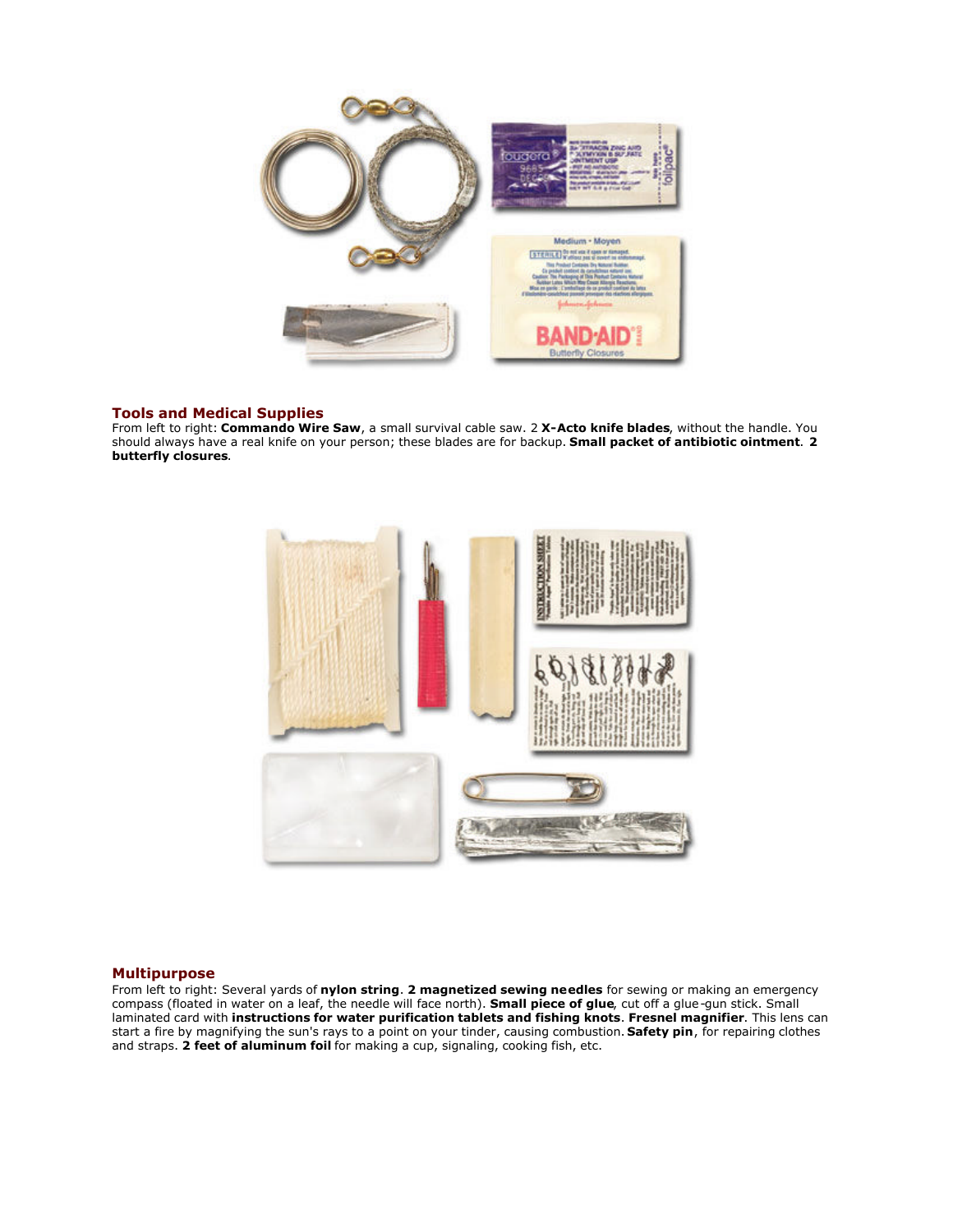### Tools and Medical Supplies

From left to right: **Commando Wire Saw**, a small survival cable saw. 2 **X-Acto knife blades**, without the handle. You should always have a real knife on your person; these blades are for backup. **Small packet of antibiotic ointment**. **2 butterfly closures**.

### Multipurpose

From left to right: Several yards of **nylon string**. **2 magnetized sewing needles** for sewing or making an emergency compass (floated in water on a leaf, the needle will face north). **Small piece of glue**, cut off a glue-gun stick. Small laminated card with **instructions for water purification tablets and fishing knots**. **Fresnel magnifier**. This lens can start a fire by magnifying the sun's rays to a point on your tinder, causing combustion. **Safety pin**, for repairing clothes and straps. **2 feet of aluminum foil** for making a cup, signaling, cooking fish, etc.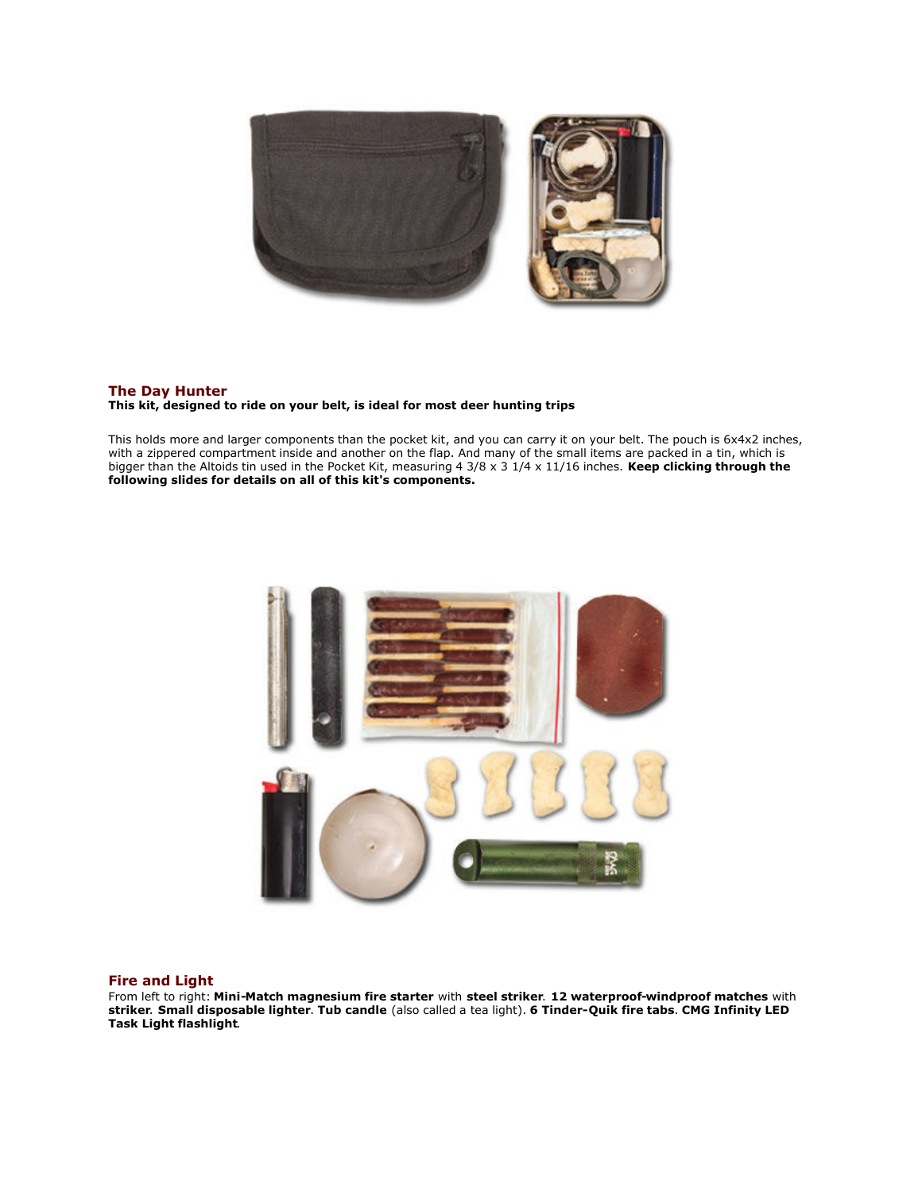## The Day Hunter

**This kit, designed to ride on your belt, is ideal for most deer hunting trips**

This holds more and larger components than the pocket kit, and you can carry it on your belt. The pouch is 6x4x2 inches, with a zippered compartment inside and another on the flap. And many of the small items are packed in a tin, which is bigger than the Altoids tin used in the Pocket Kit, measuring 4 3/8 x 3 1/4 x 11/16 inches. **Keep clicking through the following slides for details on all of this kit's components.**

## Fire and Light

From left to right: **Mini-Match magnesium fire starter** with **steel striker**. **12 waterproof-windproof matches** with **striker**. **Small disposable lighter**. **Tub candle** (also called a tea light). **6 Tinder-Quik fire tabs**. **CMG Infinity LED Task Light flashlight**.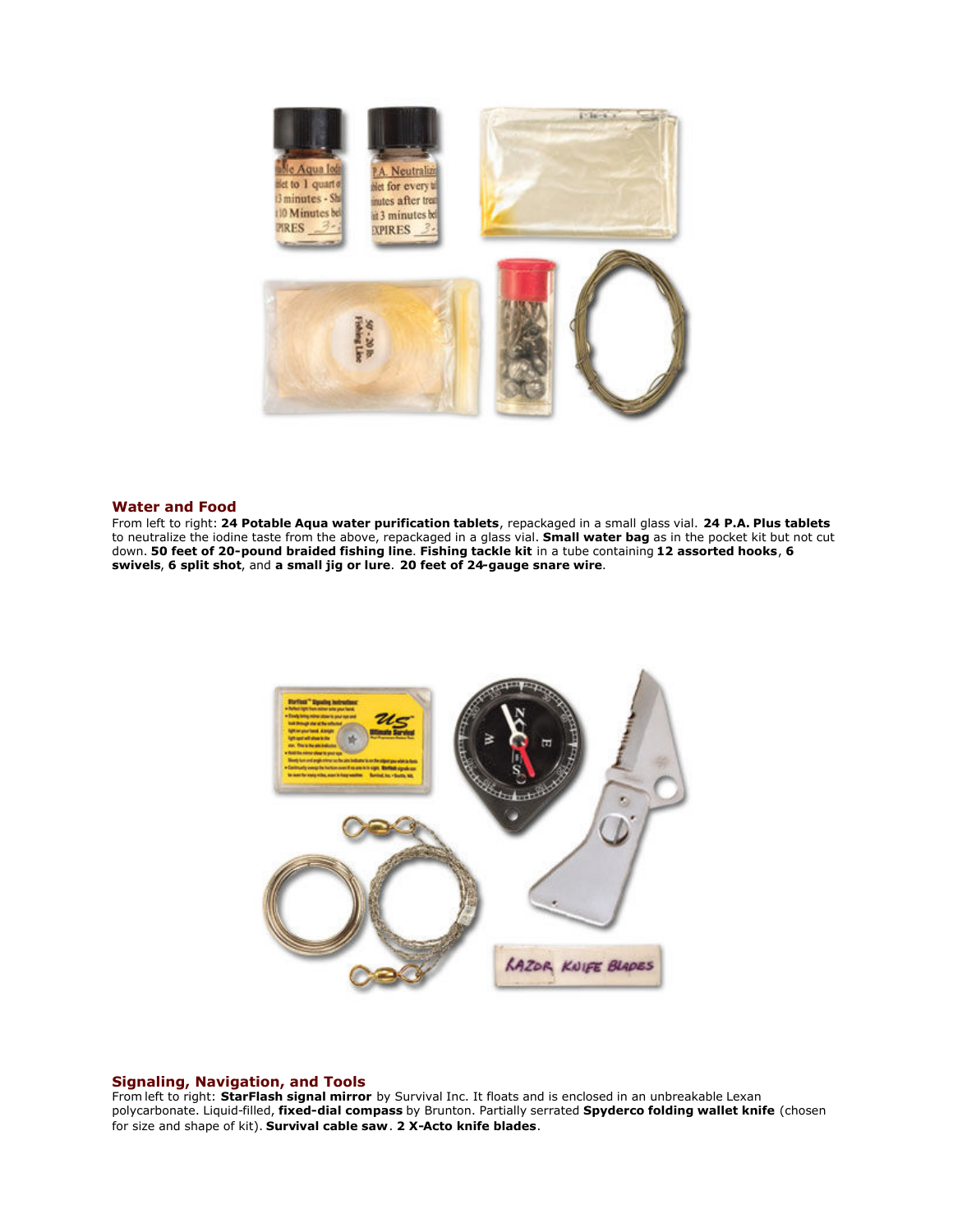## Water and Food

From left to right: **24 Potable Aqua water purification tablets**, repackaged in a small glass vial. **24 P.A. Plus tablets** to neutralize the iodine taste from the above, repackaged in a glass vial. **Small water bag** as in the pocket kit but not cut down. **50 feet of 20-pound braided fishing line**. **Fishing tackle kit** in a tube containing **12 assorted hooks**, **6 swivels**, **6 split shot**, and **a small jig or lure**. **20 feet of 24-gauge snare wire**.

## Signaling, Navigation, and Tools

From left to right: **StarFlash signal mirror** by Survival Inc. It floats and is enclosed in an unbreakable Lexan polycarbonate. Liquid-filled, **fixed-dial compass** by Brunton. Partially serrated **Spyderco folding wallet knife** (chosen for size and shape of kit). **Survival cable saw**. **2 X-Acto knife blades**.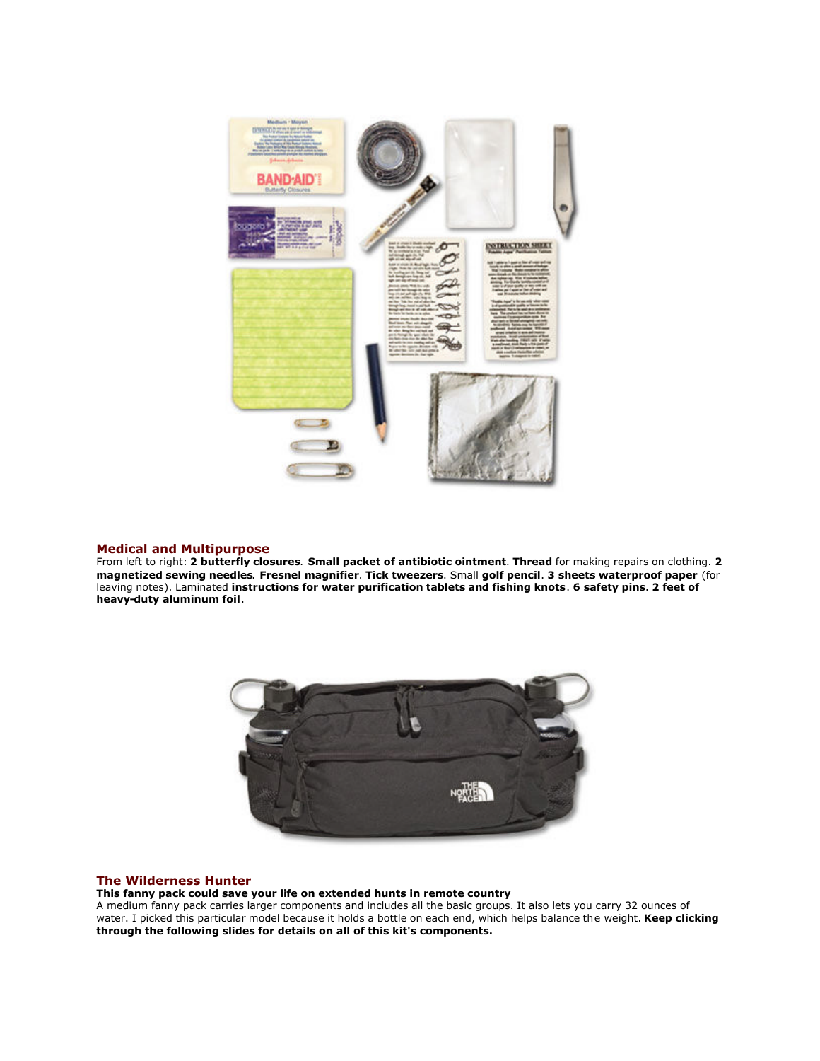## Medical and Multipurpose

From left to right: **2 butterfly closures**. **Small packet of antibiotic ointment**. **Thread** for making repairs on clothing. **2 magnetized sewing needles**. **Fresnel magnifier**. **Tick tweezers**. Small **golf pencil**. **3 sheets waterproof paper** (for leaving notes). Laminated **instructions for water purification tablets and fishing knots**. **6 safety pins**. **2 feet of heavy-duty aluminum foil**.

## The Wilderness Hunter

**This fanny pack could save your life on extended hunts in remote country**

A medium fanny pack carries larger components and includes all the basic groups. It also lets you carry 32 ounces of water. I picked this particular model because it holds a bottle on each end, which helps balance the weight. **Keep clicking through the following slides for details on all of this kit's components.**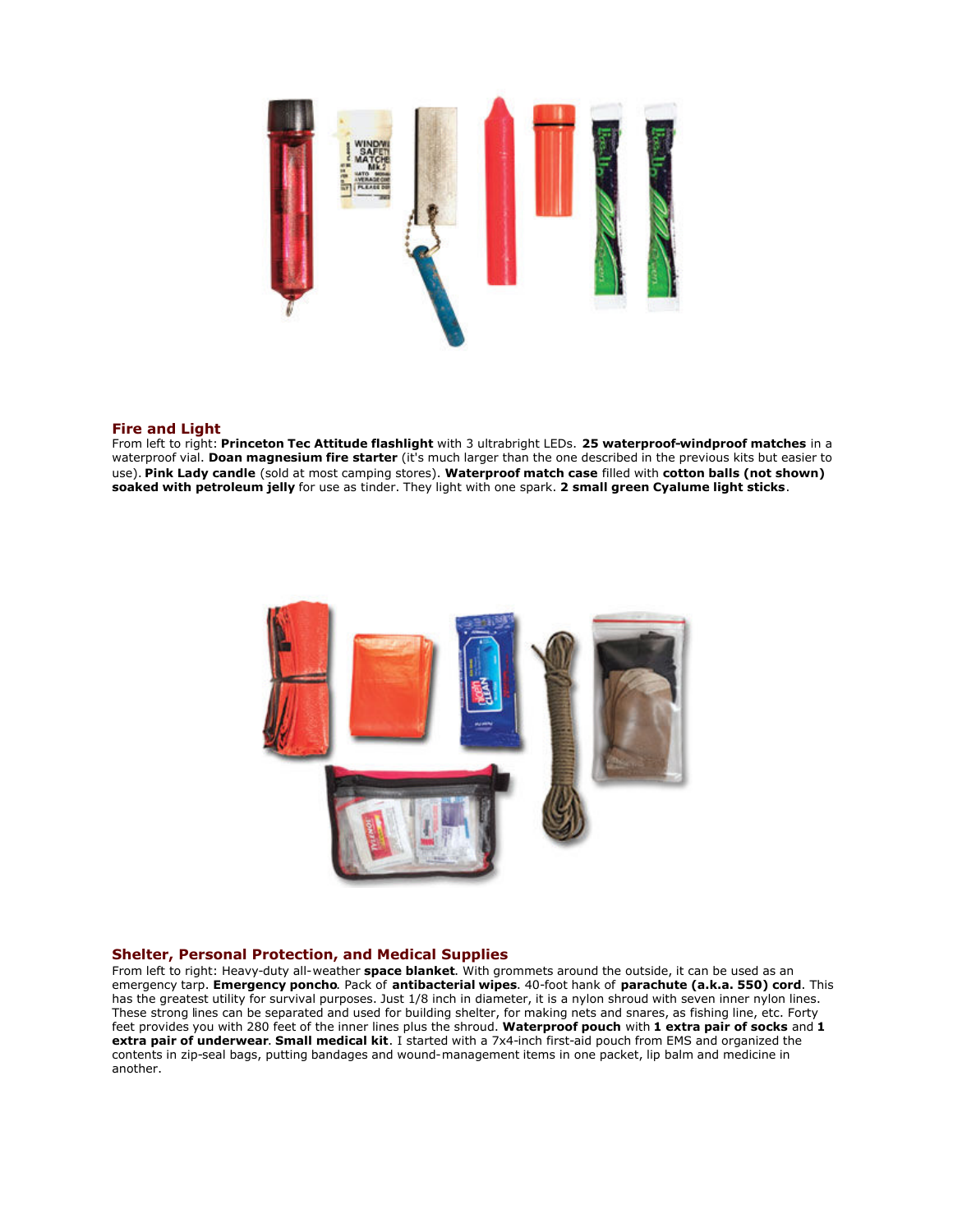## Fire and Light

From left to right: **Princeton Tec Attitude flashlight** with 3 ultrabright LEDs. **25 waterproof-windproof matches** in a waterproof vial. **Doan magnesium fire starter** (it's much larger than the one described in the previous kits but easier to use). **Pink Lady candle** (sold at most camping stores). **Waterproof match case** filled with **cotton balls (not shown) soaked with petroleum jelly** for use as tinder. They light with one spark. **2 small green Cyalume light sticks**.

## Shelter, Personal Protection, and Medical Supplies

From left to right: Heavy-duty all-weather **space blanket**. With grommets around the outside, it can be used as an emergency tarp. **Emergency poncho**. Pack of **antibacterial wipes**. 40-foot hank of **parachute (a.k.a. 550) cord**. This has the greatest utility for survival purposes. Just 1/8 inch in diameter, it is a nylon shroud with seven inner nylon lines. These strong lines can be separated and used for building shelter, for making nets and snares, as fishing line, etc. Forty feet provides you with 280 feet of the inner lines plus the shroud. **Waterproof pouch** with **1 extra pair of socks** and **1 extra pair of underwear**. **Small medical kit**. I started with a 7x4-inch first-aid pouch from EMS and organized the contents in zip-seal bags, putting bandages and wound-management items in one packet, lip balm and medicine in another.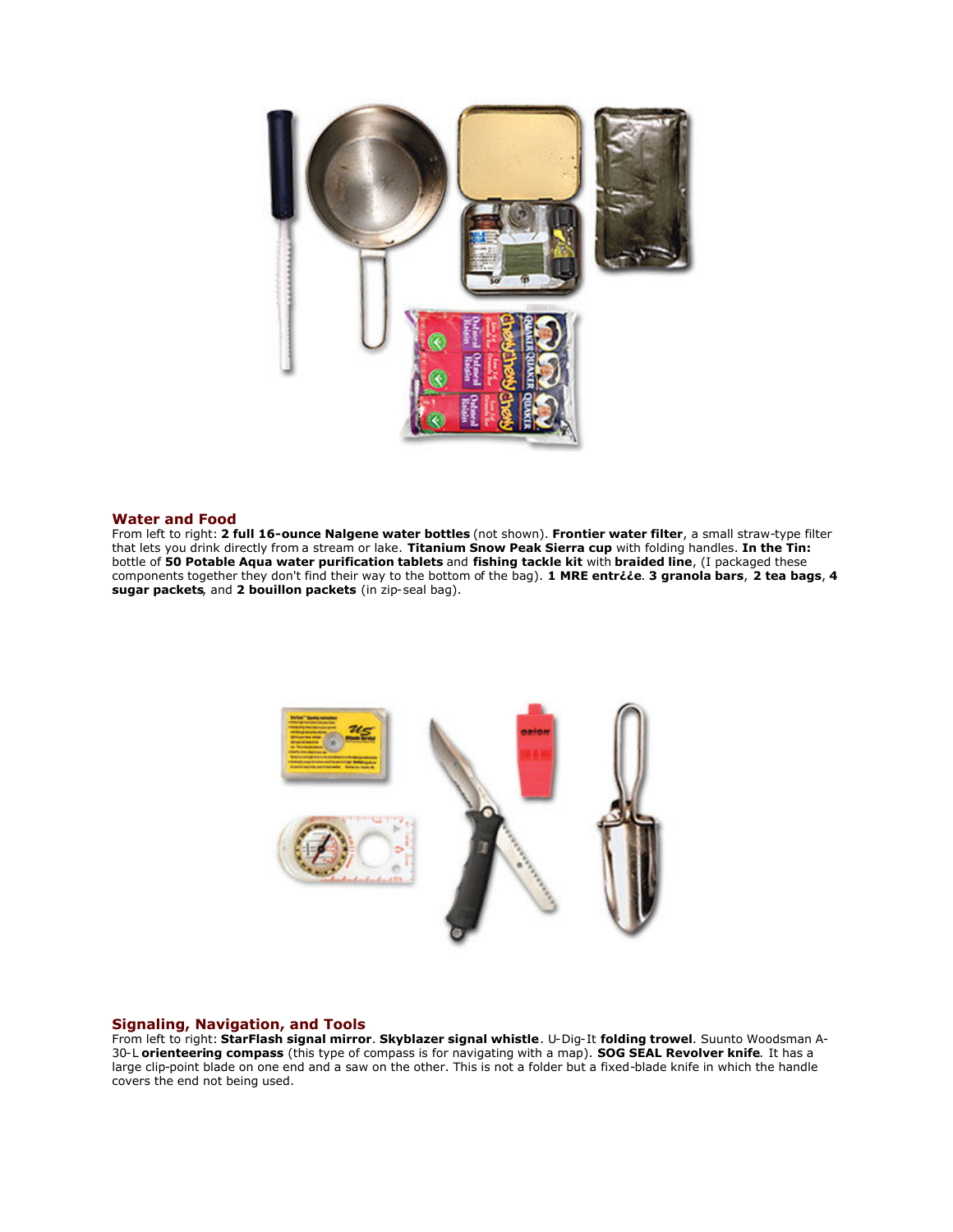## Water and Food

From left to right: **2 full 16-ounce Nalgene water bottles** (not shown). **Frontier water filter**, a small straw-type filter that lets you drink directly from a stream or lake. **Titanium Snow Peak Sierra cup** with folding handles. **In the Tin:** bottle of **50 Potable Aqua water purification tablets** and **fishing tackle kit** with **braided line**, (I packaged these components together they don't find their way to the bottom of the bag). **1 MRE entr¿¿e**. **3 granola bars**, **2 tea bags**, **4 sugar packets**, and **2 bouillon packets** (in zip-seal bag).

## Signaling, Navigation, and Tools

From left to right: **StarFlash signal mirror**. **Skyblazer signal whistle**. U-Dig-It **folding trowel**. Suunto Woodsman A-30-L **orienteering compass** (this type of compass is for navigating with a map). **SOG SEAL Revolver knife**. It has a large clip-point blade on one end and a saw on the other. This is not a folder but a fixed-blade knife in which the handle covers the end not being used.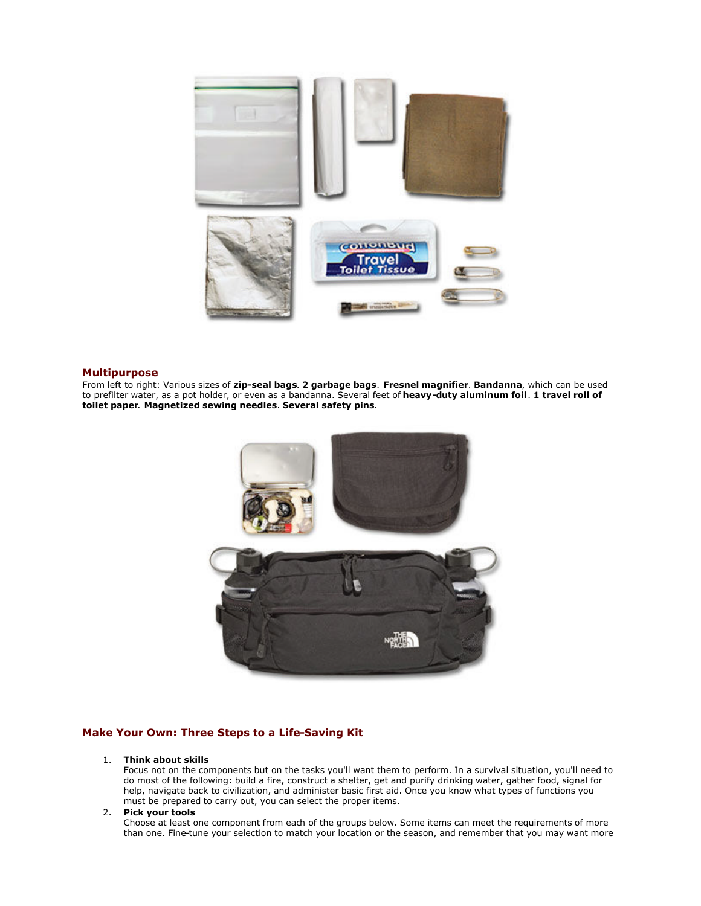## Multipurpose

From left to right: Various sizes of **zip-seal bags**. **2 garbage bags**. **Fresnel magnifier**. **Bandanna**, which can be used to prefilter water, as a pot holder, or even as a bandanna. Several feet of **heavy-duty aluminum foil**. **1 travel roll of toilet paper**. **Magnetized sewing needles**. **Several safety pins**.

## Make Your Own: Three Steps to a Life-Saving Kit

1. **Think about skills**
   Focus not on the components but on the tasks you'll want them to perform. In a survival situation, you'll need to do most of the following: build a fire, construct a shelter, get and purify drinking water, gather food, signal for help, navigate back to civilization, and administer basic first aid. Once you know what types of functions you must be prepared to carry out, you can select the proper items.
2. **Pick your tools**
   Choose at least one component from each of the groups below. Some items can meet the requirements of more than one. Fine-tune your selection to match your location or the season, and remember that you may want more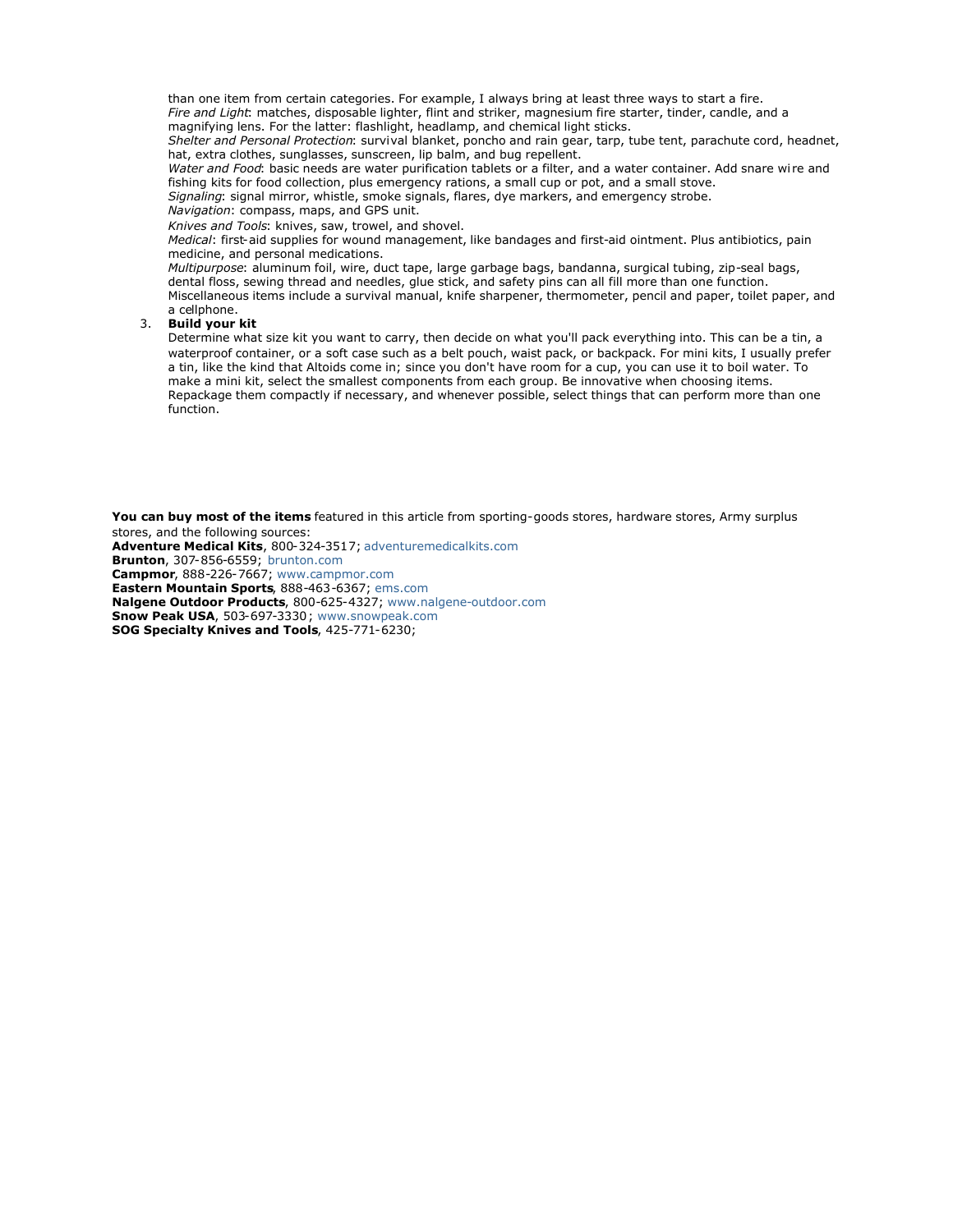than one item from certain categories. For example, I always bring at least three ways to start a fire.
*Fire and Light*: matches, disposable lighter, flint and striker, magnesium fire starter, tinder, candle, and a magnifying lens. For the latter: flashlight, headlamp, and chemical light sticks.
*Shelter and Personal Protection*: survival blanket, poncho and rain gear, tarp, tube tent, parachute cord, headnet, hat, extra clothes, sunglasses, sunscreen, lip balm, and bug repellent.
*Water and Food*: basic needs are water purification tablets or a filter, and a water container. Add snare wire and fishing kits for food collection, plus emergency rations, a small cup or pot, and a small stove.
*Signaling*: signal mirror, whistle, smoke signals, flares, dye markers, and emergency strobe.
*Navigation*: compass, maps, and GPS unit.
*Knives and Tools*: knives, saw, trowel, and shovel.
*Medical*: first-aid supplies for wound management, like bandages and first-aid ointment. Plus antibiotics, pain medicine, and personal medications.
*Multipurpose*: aluminum foil, wire, duct tape, large garbage bags, bandanna, surgical tubing, zip-seal bags, dental floss, sewing thread and needles, glue stick, and safety pins can all fill more than one function. Miscellaneous items include a survival manual, knife sharpener, thermometer, pencil and paper, toilet paper, and a cellphone.

3. **Build your kit**
   Determine what size kit you want to carry, then decide on what you'll pack everything into. This can be a tin, a waterproof container, or a soft case such as a belt pouch, waist pack, or backpack. For mini kits, I usually prefer a tin, like the kind that Altoids come in; since you don't have room for a cup, you can use it to boil water. To make a mini kit, select the smallest components from each group. Be innovative when choosing items. Repackage them compactly if necessary, and whenever possible, select things that can perform more than one function.

**You can buy most of the items** featured in this article from sporting-goods stores, hardware stores, Army surplus stores, and the following sources:
**Adventure Medical Kits**, 800-324-3517; adventuremedicalkits.com
**Brunton**, 307-856-6559; brunton.com
**Campmor**, 888-226-7667; www.campmor.com
**Eastern Mountain Sports**, 888-463-6367; ems.com
**Nalgene Outdoor Products**, 800-625-4327; www.nalgene-outdoor.com
**Snow Peak USA**, 503-697-3330; www.snowpeak.com
**SOG Specialty Knives and Tools**, 425-771-6230;